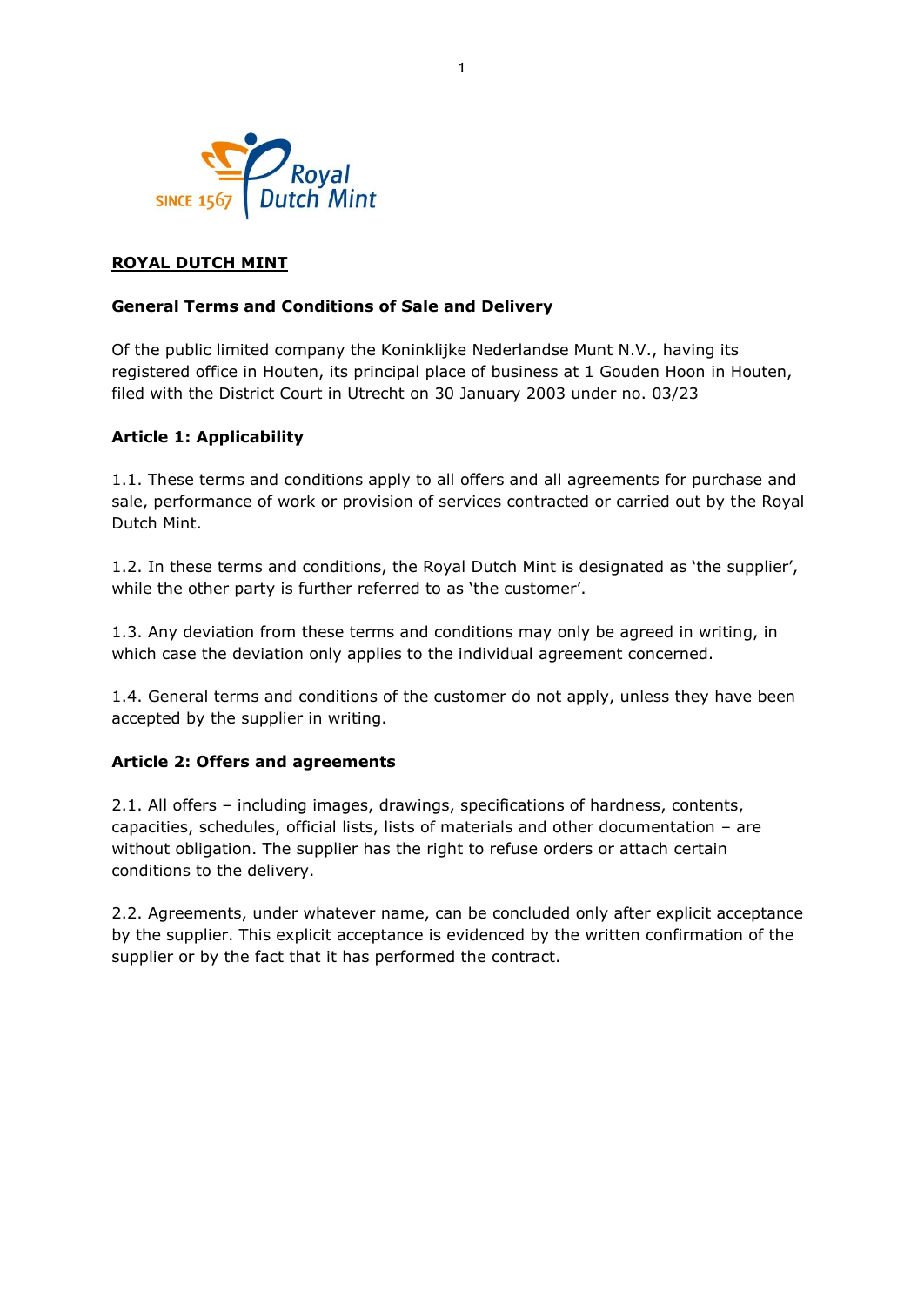# ROYAL DUTCH MINT

## General Terms and Conditions of Sale and Delivery

Of the public limited company the Koninklijke Nederlandse Munt N.V., having its registered office in Houten, its principal place of business at 1 Gouden Hoon in Houten, filed with the District Court in Utrecht on 30 January 2003 under no. 03/23

### Article 1: Applicability

1.1. These terms and conditions apply to all offers and all agreements for purchase and sale, performance of work or provision of services contracted or carried out by the Royal Dutch Mint.

1.2. In these terms and conditions, the Royal Dutch Mint is designated as 'the supplier', while the other party is further referred to as 'the customer'.

1.3. Any deviation from these terms and conditions may only be agreed in writing, in which case the deviation only applies to the individual agreement concerned.

1.4. General terms and conditions of the customer do not apply, unless they have been accepted by the supplier in writing.

### Article 2: Offers and agreements

2.1. All offers – including images, drawings, specifications of hardness, contents, capacities, schedules, official lists, lists of materials and other documentation – are without obligation. The supplier has the right to refuse orders or attach certain conditions to the delivery.

2.2. Agreements, under whatever name, can be concluded only after explicit acceptance by the supplier. This explicit acceptance is evidenced by the written confirmation of the supplier or by the fact that it has performed the contract.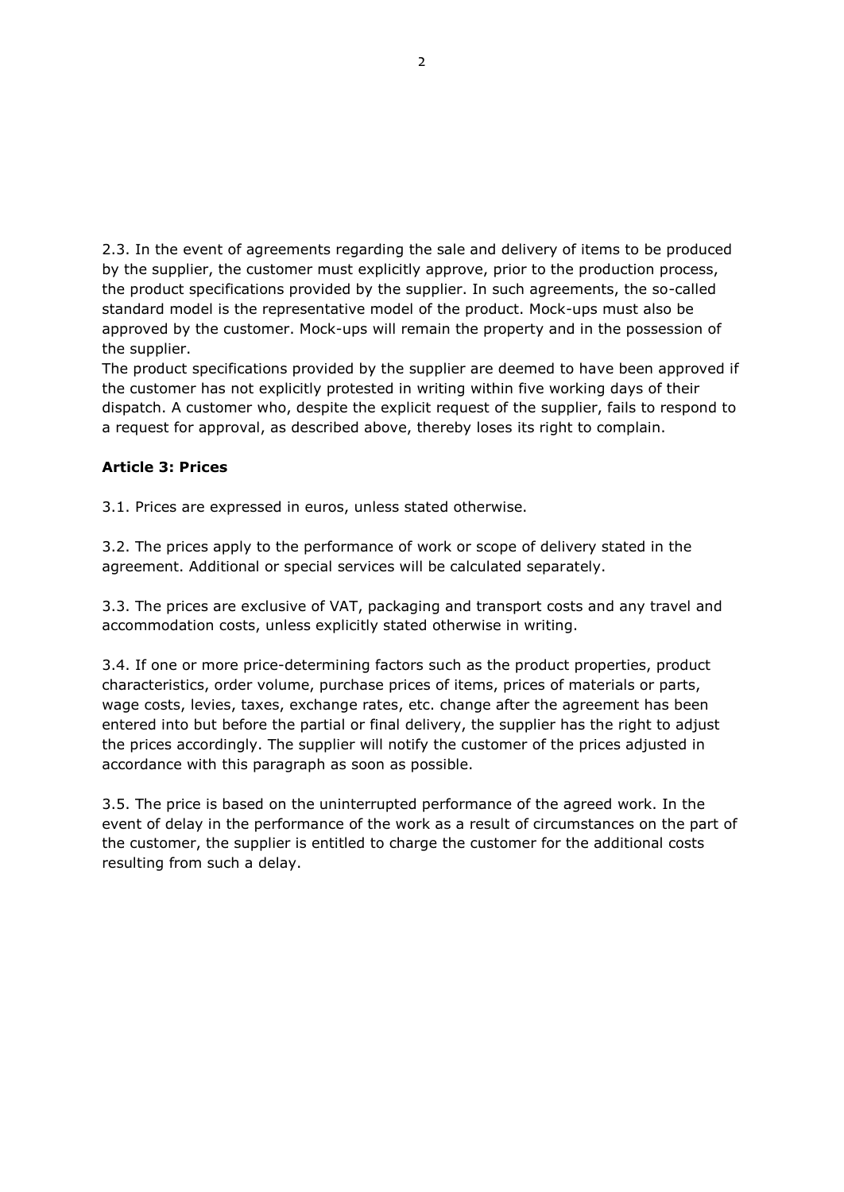2.3. In the event of agreements regarding the sale and delivery of items to be produced by the supplier, the customer must explicitly approve, prior to the production process, the product specifications provided by the supplier. In such agreements, the so-called standard model is the representative model of the product. Mock-ups must also be approved by the customer. Mock-ups will remain the property and in the possession of the supplier.
The product specifications provided by the supplier are deemed to have been approved if the customer has not explicitly protested in writing within five working days of their dispatch. A customer who, despite the explicit request of the supplier, fails to respond to a request for approval, as described above, thereby loses its right to complain.

**Article 3: Prices**

3.1. Prices are expressed in euros, unless stated otherwise.

3.2. The prices apply to the performance of work or scope of delivery stated in the agreement. Additional or special services will be calculated separately.

3.3. The prices are exclusive of VAT, packaging and transport costs and any travel and accommodation costs, unless explicitly stated otherwise in writing.

3.4. If one or more price-determining factors such as the product properties, product characteristics, order volume, purchase prices of items, prices of materials or parts, wage costs, levies, taxes, exchange rates, etc. change after the agreement has been entered into but before the partial or final delivery, the supplier has the right to adjust the prices accordingly. The supplier will notify the customer of the prices adjusted in accordance with this paragraph as soon as possible.

3.5. The price is based on the uninterrupted performance of the agreed work. In the event of delay in the performance of the work as a result of circumstances on the part of the customer, the supplier is entitled to charge the customer for the additional costs resulting from such a delay.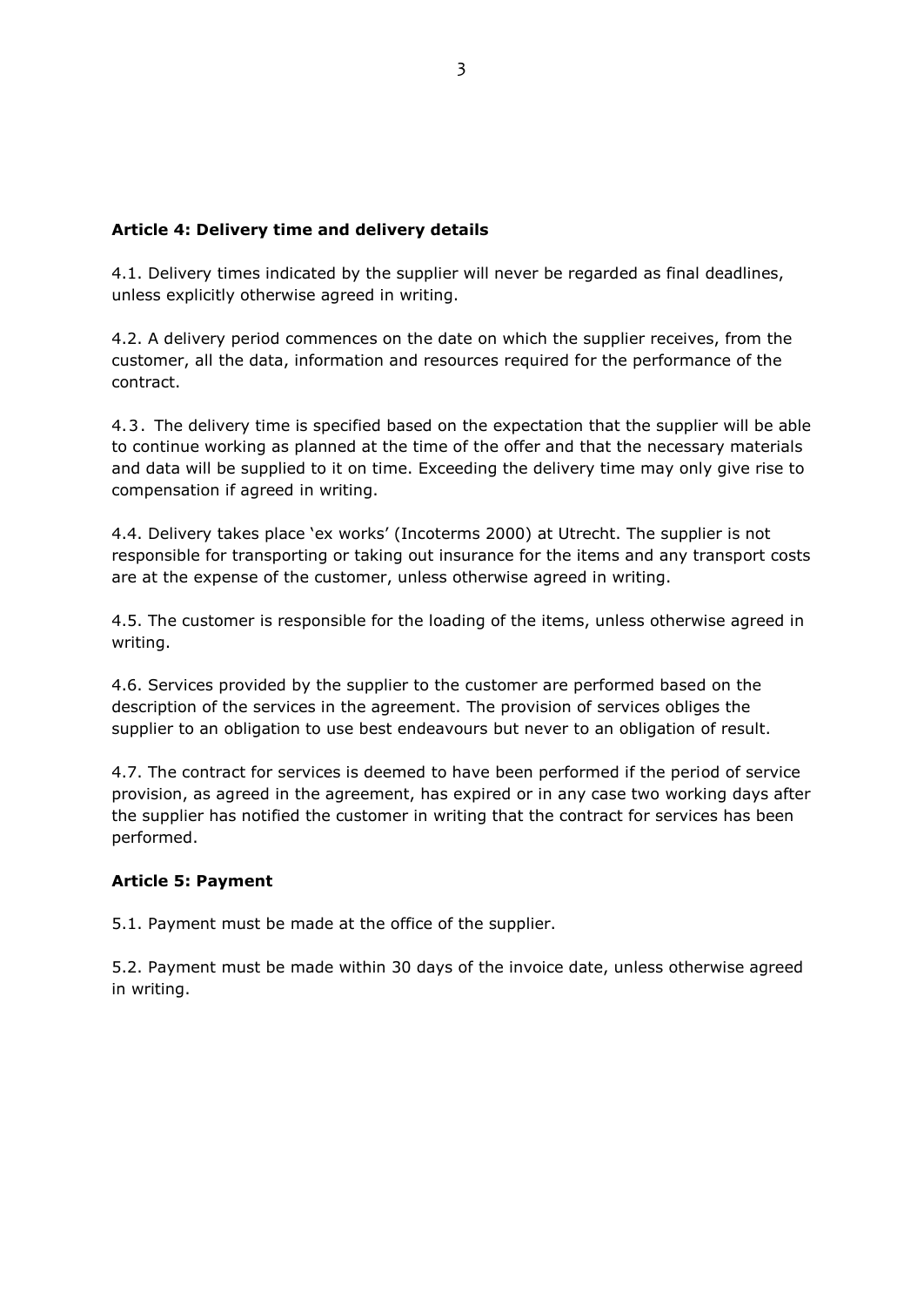**Article 4: Delivery time and delivery details**

4.1. Delivery times indicated by the supplier will never be regarded as final deadlines, unless explicitly otherwise agreed in writing.

4.2. A delivery period commences on the date on which the supplier receives, from the customer, all the data, information and resources required for the performance of the contract.

4.3. The delivery time is specified based on the expectation that the supplier will be able to continue working as planned at the time of the offer and that the necessary materials and data will be supplied to it on time. Exceeding the delivery time may only give rise to compensation if agreed in writing.

4.4. Delivery takes place 'ex works' (Incoterms 2000) at Utrecht. The supplier is not responsible for transporting or taking out insurance for the items and any transport costs are at the expense of the customer, unless otherwise agreed in writing.

4.5. The customer is responsible for the loading of the items, unless otherwise agreed in writing.

4.6. Services provided by the supplier to the customer are performed based on the description of the services in the agreement. The provision of services obliges the supplier to an obligation to use best endeavours but never to an obligation of result.

4.7. The contract for services is deemed to have been performed if the period of service provision, as agreed in the agreement, has expired or in any case two working days after the supplier has notified the customer in writing that the contract for services has been performed.

**Article 5: Payment**

5.1. Payment must be made at the office of the supplier.

5.2. Payment must be made within 30 days of the invoice date, unless otherwise agreed in writing.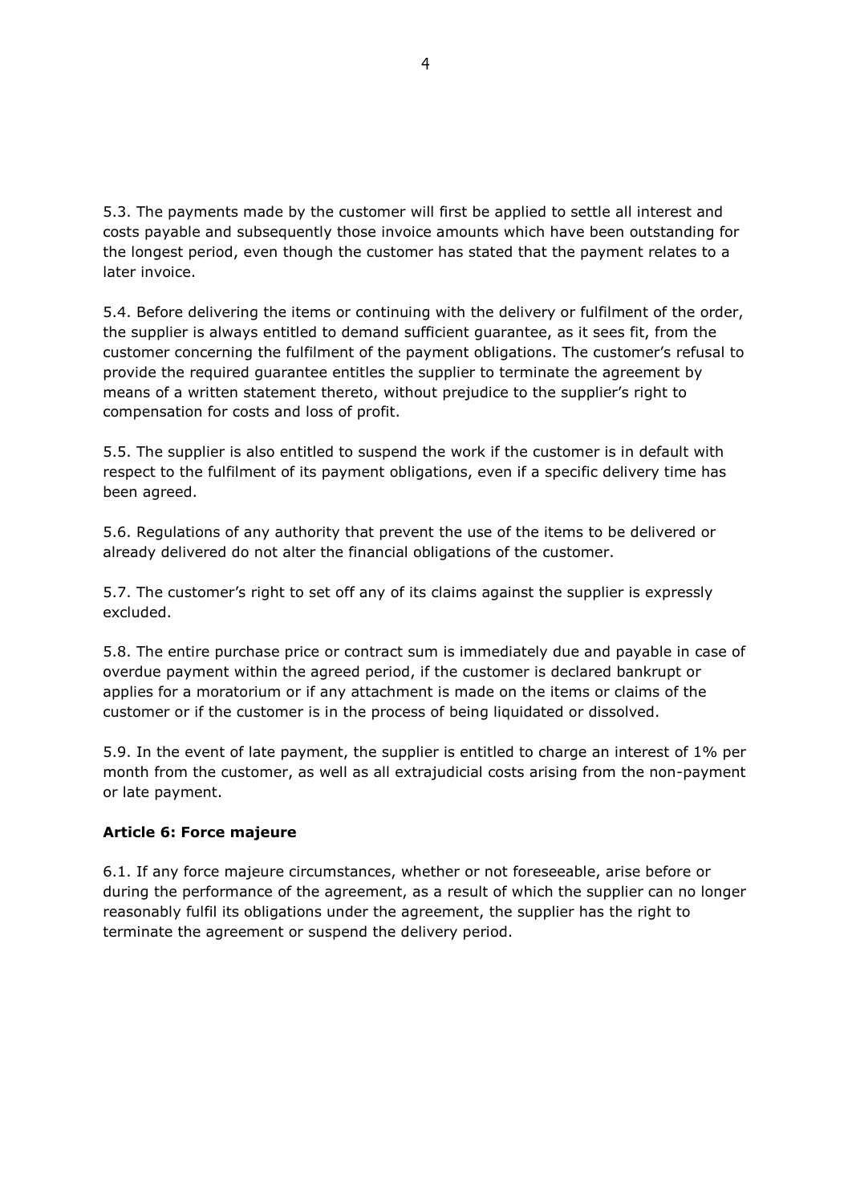5.3. The payments made by the customer will first be applied to settle all interest and costs payable and subsequently those invoice amounts which have been outstanding for the longest period, even though the customer has stated that the payment relates to a later invoice.

5.4. Before delivering the items or continuing with the delivery or fulfilment of the order, the supplier is always entitled to demand sufficient guarantee, as it sees fit, from the customer concerning the fulfilment of the payment obligations. The customer's refusal to provide the required guarantee entitles the supplier to terminate the agreement by means of a written statement thereto, without prejudice to the supplier's right to compensation for costs and loss of profit.

5.5. The supplier is also entitled to suspend the work if the customer is in default with respect to the fulfilment of its payment obligations, even if a specific delivery time has been agreed.

5.6. Regulations of any authority that prevent the use of the items to be delivered or already delivered do not alter the financial obligations of the customer.

5.7. The customer's right to set off any of its claims against the supplier is expressly excluded.

5.8. The entire purchase price or contract sum is immediately due and payable in case of overdue payment within the agreed period, if the customer is declared bankrupt or applies for a moratorium or if any attachment is made on the items or claims of the customer or if the customer is in the process of being liquidated or dissolved.

5.9. In the event of late payment, the supplier is entitled to charge an interest of 1% per month from the customer, as well as all extrajudicial costs arising from the non-payment or late payment.

**Article 6: Force majeure**

6.1. If any force majeure circumstances, whether or not foreseeable, arise before or during the performance of the agreement, as a result of which the supplier can no longer reasonably fulfil its obligations under the agreement, the supplier has the right to terminate the agreement or suspend the delivery period.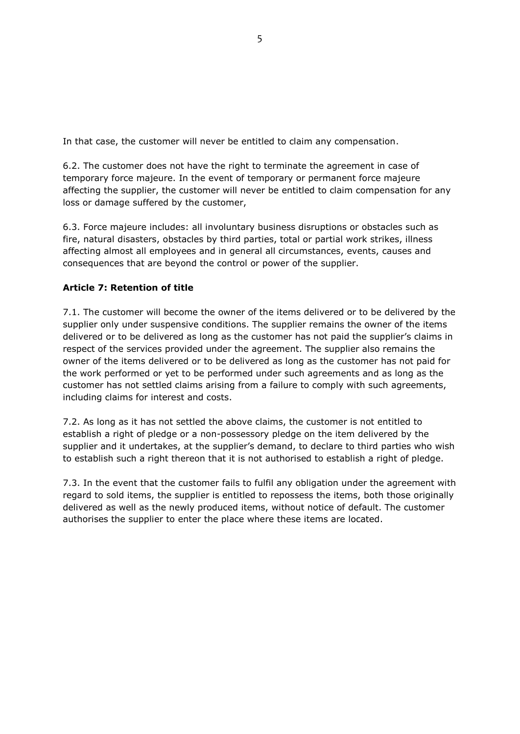In that case, the customer will never be entitled to claim any compensation.

6.2. The customer does not have the right to terminate the agreement in case of temporary force majeure. In the event of temporary or permanent force majeure affecting the supplier, the customer will never be entitled to claim compensation for any loss or damage suffered by the customer,

6.3. Force majeure includes: all involuntary business disruptions or obstacles such as fire, natural disasters, obstacles by third parties, total or partial work strikes, illness affecting almost all employees and in general all circumstances, events, causes and consequences that are beyond the control or power of the supplier.

**Article 7: Retention of title**

7.1. The customer will become the owner of the items delivered or to be delivered by the supplier only under suspensive conditions. The supplier remains the owner of the items delivered or to be delivered as long as the customer has not paid the supplier's claims in respect of the services provided under the agreement. The supplier also remains the owner of the items delivered or to be delivered as long as the customer has not paid for the work performed or yet to be performed under such agreements and as long as the customer has not settled claims arising from a failure to comply with such agreements, including claims for interest and costs.

7.2. As long as it has not settled the above claims, the customer is not entitled to establish a right of pledge or a non-possessory pledge on the item delivered by the supplier and it undertakes, at the supplier's demand, to declare to third parties who wish to establish such a right thereon that it is not authorised to establish a right of pledge.

7.3. In the event that the customer fails to fulfil any obligation under the agreement with regard to sold items, the supplier is entitled to repossess the items, both those originally delivered as well as the newly produced items, without notice of default. The customer authorises the supplier to enter the place where these items are located.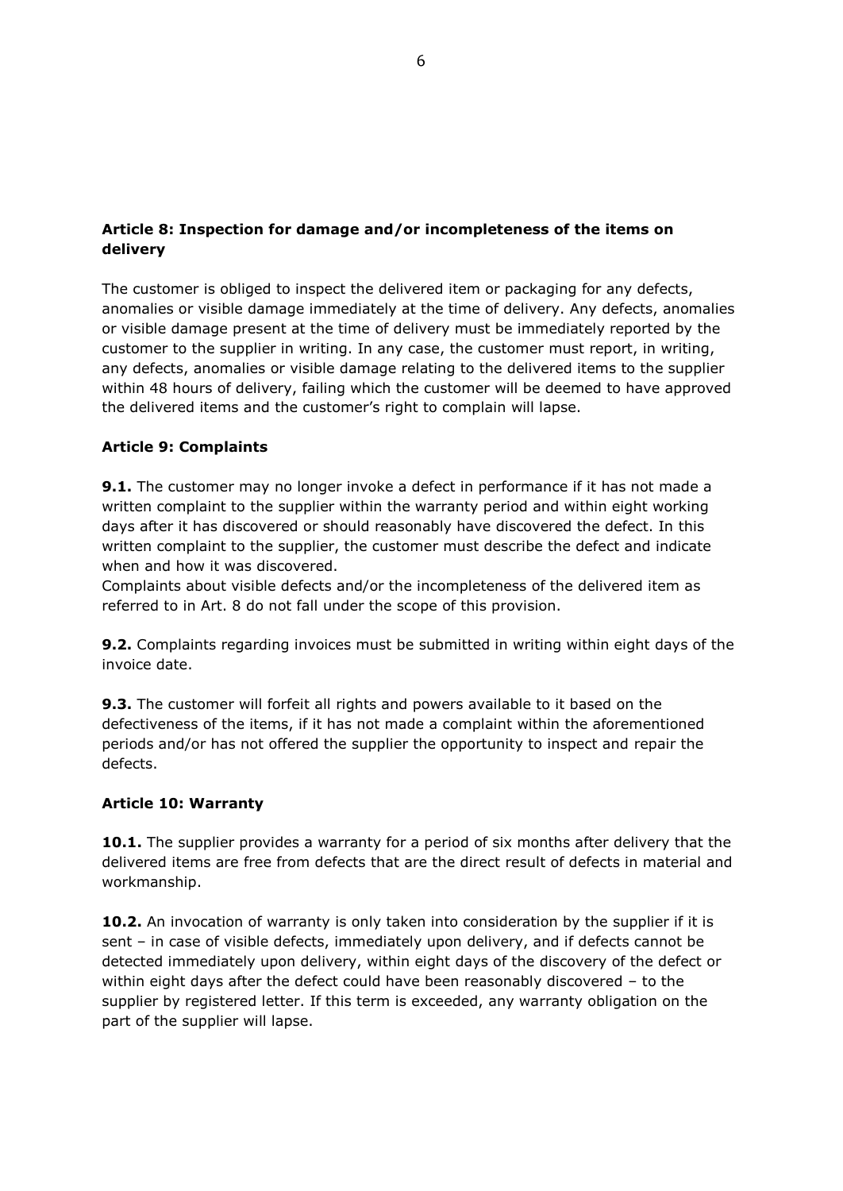### Article 8: Inspection for damage and/or incompleteness of the items on delivery

The customer is obliged to inspect the delivered item or packaging for any defects, anomalies or visible damage immediately at the time of delivery. Any defects, anomalies or visible damage present at the time of delivery must be immediately reported by the customer to the supplier in writing. In any case, the customer must report, in writing, any defects, anomalies or visible damage relating to the delivered items to the supplier within 48 hours of delivery, failing which the customer will be deemed to have approved the delivered items and the customer's right to complain will lapse.

### Article 9: Complaints

**9.1.** The customer may no longer invoke a defect in performance if it has not made a written complaint to the supplier within the warranty period and within eight working days after it has discovered or should reasonably have discovered the defect. In this written complaint to the supplier, the customer must describe the defect and indicate when and how it was discovered.
Complaints about visible defects and/or the incompleteness of the delivered item as referred to in Art. 8 do not fall under the scope of this provision.

**9.2.** Complaints regarding invoices must be submitted in writing within eight days of the invoice date.

**9.3.** The customer will forfeit all rights and powers available to it based on the defectiveness of the items, if it has not made a complaint within the aforementioned periods and/or has not offered the supplier the opportunity to inspect and repair the defects.

### Article 10: Warranty

**10.1.** The supplier provides a warranty for a period of six months after delivery that the delivered items are free from defects that are the direct result of defects in material and workmanship.

**10.2.** An invocation of warranty is only taken into consideration by the supplier if it is sent – in case of visible defects, immediately upon delivery, and if defects cannot be detected immediately upon delivery, within eight days of the discovery of the defect or within eight days after the defect could have been reasonably discovered – to the supplier by registered letter. If this term is exceeded, any warranty obligation on the part of the supplier will lapse.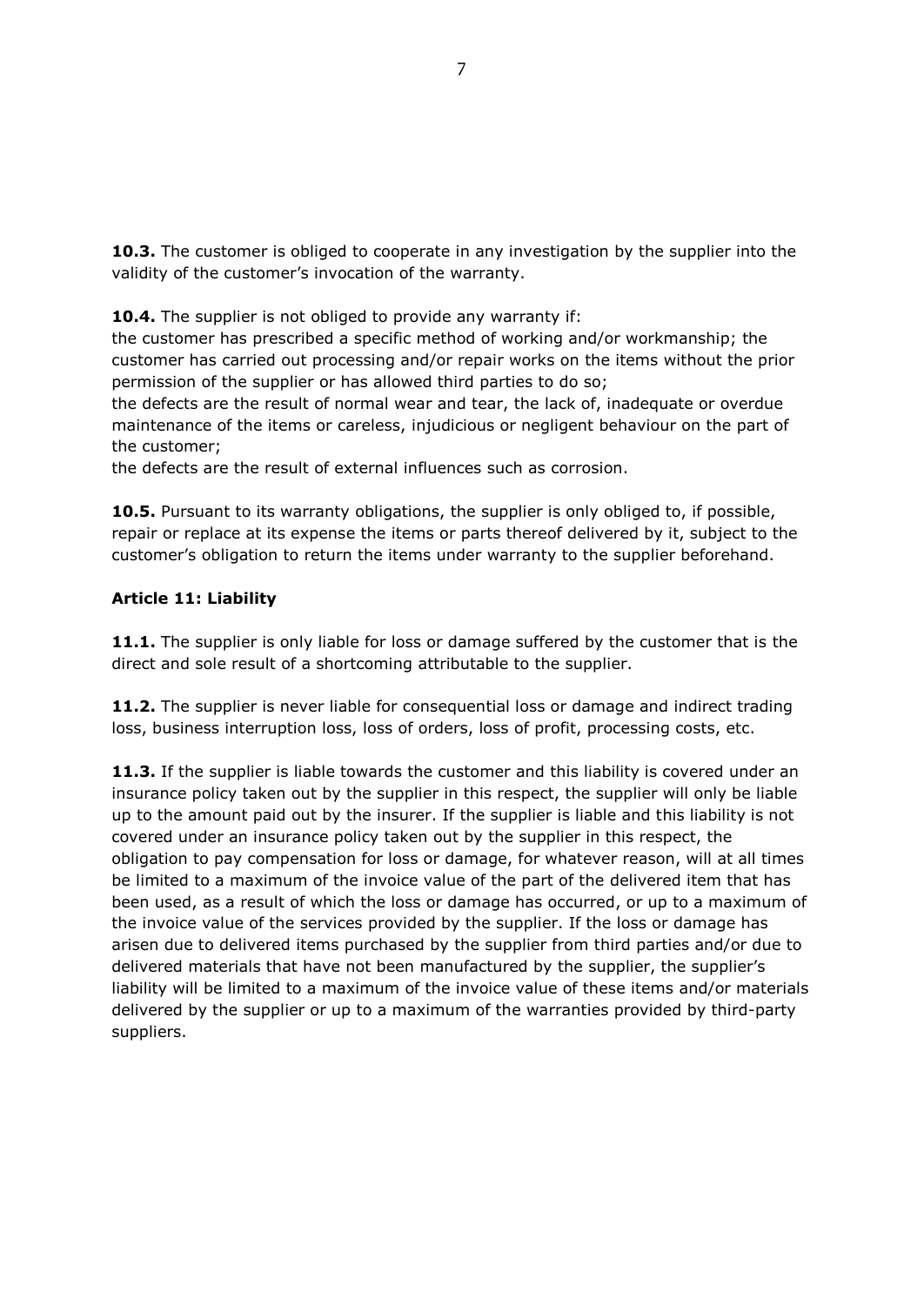**10.3.** The customer is obliged to cooperate in any investigation by the supplier into the validity of the customer's invocation of the warranty.

**10.4.** The supplier is not obliged to provide any warranty if:
the customer has prescribed a specific method of working and/or workmanship; the customer has carried out processing and/or repair works on the items without the prior permission of the supplier or has allowed third parties to do so;
the defects are the result of normal wear and tear, the lack of, inadequate or overdue maintenance of the items or careless, injudicious or negligent behaviour on the part of the customer;
the defects are the result of external influences such as corrosion.

**10.5.** Pursuant to its warranty obligations, the supplier is only obliged to, if possible, repair or replace at its expense the items or parts thereof delivered by it, subject to the customer's obligation to return the items under warranty to the supplier beforehand.

### Article 11: Liability

**11.1.** The supplier is only liable for loss or damage suffered by the customer that is the direct and sole result of a shortcoming attributable to the supplier.

**11.2.** The supplier is never liable for consequential loss or damage and indirect trading loss, business interruption loss, loss of orders, loss of profit, processing costs, etc.

**11.3.** If the supplier is liable towards the customer and this liability is covered under an insurance policy taken out by the supplier in this respect, the supplier will only be liable up to the amount paid out by the insurer. If the supplier is liable and this liability is not covered under an insurance policy taken out by the supplier in this respect, the obligation to pay compensation for loss or damage, for whatever reason, will at all times be limited to a maximum of the invoice value of the part of the delivered item that has been used, as a result of which the loss or damage has occurred, or up to a maximum of the invoice value of the services provided by the supplier. If the loss or damage has arisen due to delivered items purchased by the supplier from third parties and/or due to delivered materials that have not been manufactured by the supplier, the supplier's liability will be limited to a maximum of the invoice value of these items and/or materials delivered by the supplier or up to a maximum of the warranties provided by third-party suppliers.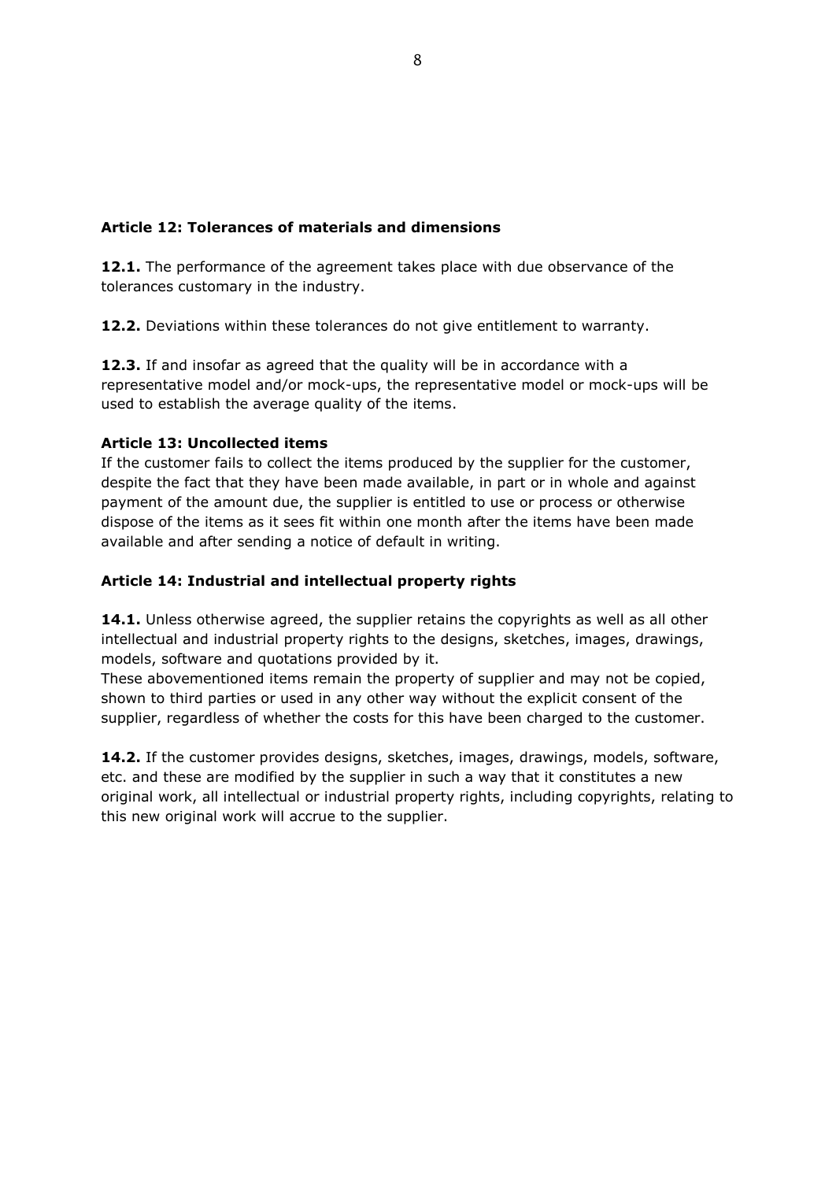**Article 12: Tolerances of materials and dimensions**

**12.1.** The performance of the agreement takes place with due observance of the tolerances customary in the industry.

**12.2.** Deviations within these tolerances do not give entitlement to warranty.

**12.3.** If and insofar as agreed that the quality will be in accordance with a representative model and/or mock-ups, the representative model or mock-ups will be used to establish the average quality of the items.

**Article 13: Uncollected items**

If the customer fails to collect the items produced by the supplier for the customer, despite the fact that they have been made available, in part or in whole and against payment of the amount due, the supplier is entitled to use or process or otherwise dispose of the items as it sees fit within one month after the items have been made available and after sending a notice of default in writing.

**Article 14: Industrial and intellectual property rights**

**14.1.** Unless otherwise agreed, the supplier retains the copyrights as well as all other intellectual and industrial property rights to the designs, sketches, images, drawings, models, software and quotations provided by it.
These abovementioned items remain the property of supplier and may not be copied, shown to third parties or used in any other way without the explicit consent of the supplier, regardless of whether the costs for this have been charged to the customer.

**14.2.** If the customer provides designs, sketches, images, drawings, models, software, etc. and these are modified by the supplier in such a way that it constitutes a new original work, all intellectual or industrial property rights, including copyrights, relating to this new original work will accrue to the supplier.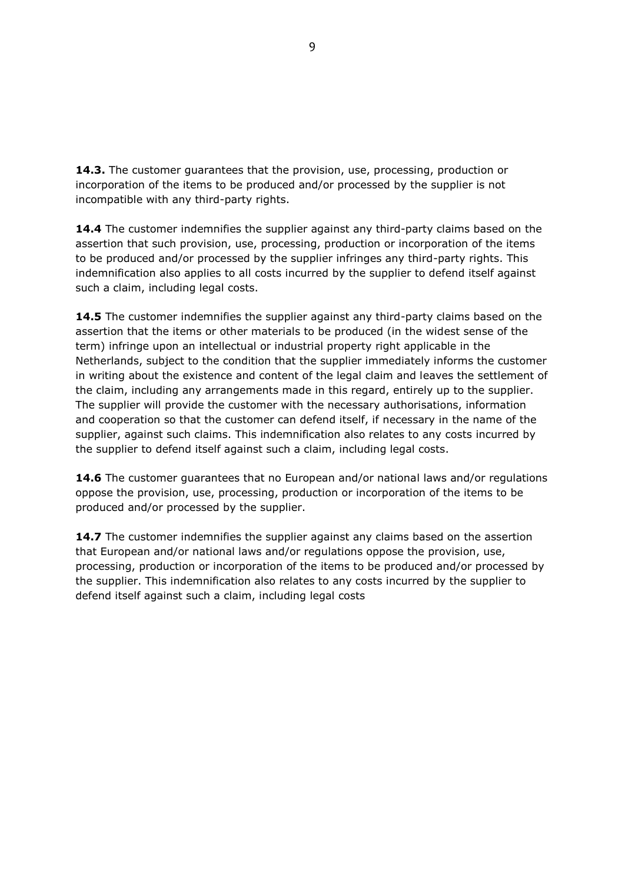**14.3.** The customer guarantees that the provision, use, processing, production or incorporation of the items to be produced and/or processed by the supplier is not incompatible with any third-party rights.

**14.4** The customer indemnifies the supplier against any third-party claims based on the assertion that such provision, use, processing, production or incorporation of the items to be produced and/or processed by the supplier infringes any third-party rights. This indemnification also applies to all costs incurred by the supplier to defend itself against such a claim, including legal costs.

**14.5** The customer indemnifies the supplier against any third-party claims based on the assertion that the items or other materials to be produced (in the widest sense of the term) infringe upon an intellectual or industrial property right applicable in the Netherlands, subject to the condition that the supplier immediately informs the customer in writing about the existence and content of the legal claim and leaves the settlement of the claim, including any arrangements made in this regard, entirely up to the supplier. The supplier will provide the customer with the necessary authorisations, information and cooperation so that the customer can defend itself, if necessary in the name of the supplier, against such claims. This indemnification also relates to any costs incurred by the supplier to defend itself against such a claim, including legal costs.

**14.6** The customer guarantees that no European and/or national laws and/or regulations oppose the provision, use, processing, production or incorporation of the items to be produced and/or processed by the supplier.

**14.7** The customer indemnifies the supplier against any claims based on the assertion that European and/or national laws and/or regulations oppose the provision, use, processing, production or incorporation of the items to be produced and/or processed by the supplier. This indemnification also relates to any costs incurred by the supplier to defend itself against such a claim, including legal costs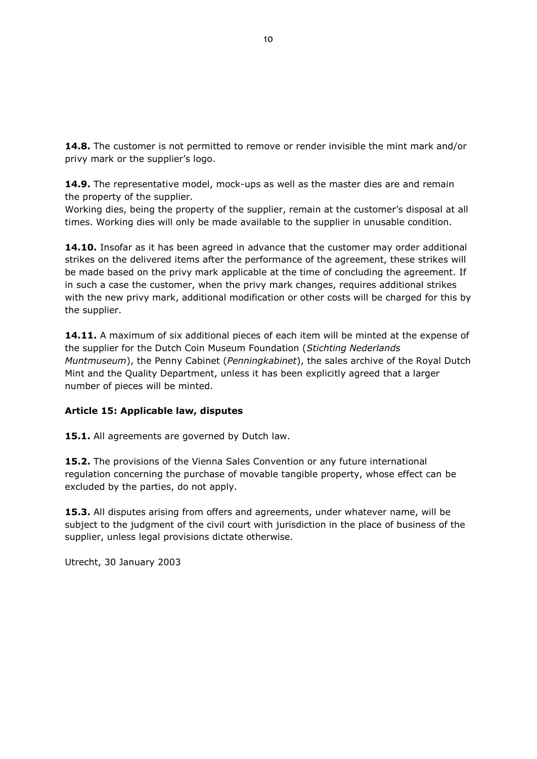**14.8.** The customer is not permitted to remove or render invisible the mint mark and/or privy mark or the supplier's logo.

**14.9.** The representative model, mock-ups as well as the master dies are and remain the property of the supplier.
Working dies, being the property of the supplier, remain at the customer's disposal at all times. Working dies will only be made available to the supplier in unusable condition.

**14.10.** Insofar as it has been agreed in advance that the customer may order additional strikes on the delivered items after the performance of the agreement, these strikes will be made based on the privy mark applicable at the time of concluding the agreement. If in such a case the customer, when the privy mark changes, requires additional strikes with the new privy mark, additional modification or other costs will be charged for this by the supplier.

**14.11.** A maximum of six additional pieces of each item will be minted at the expense of the supplier for the Dutch Coin Museum Foundation (*Stichting Nederlands Muntmuseum*), the Penny Cabinet (*Penningkabinet*), the sales archive of the Royal Dutch Mint and the Quality Department, unless it has been explicitly agreed that a larger number of pieces will be minted.

**Article 15: Applicable law, disputes**

**15.1.** All agreements are governed by Dutch law.

**15.2.** The provisions of the Vienna Sales Convention or any future international regulation concerning the purchase of movable tangible property, whose effect can be excluded by the parties, do not apply.

**15.3.** All disputes arising from offers and agreements, under whatever name, will be subject to the judgment of the civil court with jurisdiction in the place of business of the supplier, unless legal provisions dictate otherwise.

Utrecht, 30 January 2003